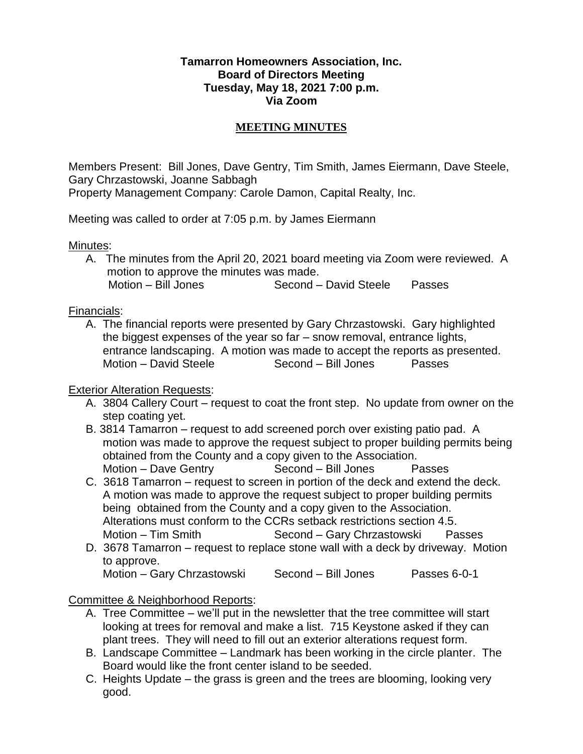**Tamarron Homeowners Association, Inc.**
**Board of Directors Meeting**
**Tuesday, May 18, 2021 7:00 p.m.**
**Via Zoom**

## MEETING MINUTES

Members Present: Bill Jones, Dave Gentry, Tim Smith, James Eiermann, Dave Steele, Gary Chrzastowski, Joanne Sabbagh
Property Management Company: Carole Damon, Capital Realty, Inc.

Meeting was called to order at 7:05 p.m. by James Eiermann

Minutes:

A. The minutes from the April 20, 2021 board meeting via Zoom were reviewed. A motion to approve the minutes was made.
   Motion – Bill Jones   Second – David Steele   Passes

Financials:

A. The financial reports were presented by Gary Chrzastowski. Gary highlighted the biggest expenses of the year so far – snow removal, entrance lights, entrance landscaping. A motion was made to accept the reports as presented.
   Motion – David Steele   Second – Bill Jones   Passes

Exterior Alteration Requests:

A. 3804 Callery Court – request to coat the front step. No update from owner on the step coating yet.
B. 3814 Tamarron – request to add screened porch over existing patio pad. A motion was made to approve the request subject to proper building permits being obtained from the County and a copy given to the Association.
   Motion – Dave Gentry   Second – Bill Jones   Passes
C. 3618 Tamarron – request to screen in portion of the deck and extend the deck. A motion was made to approve the request subject to proper building permits being obtained from the County and a copy given to the Association. Alterations must conform to the CCRs setback restrictions section 4.5.
   Motion – Tim Smith   Second – Gary Chrzastowski   Passes
D. 3678 Tamarron – request to replace stone wall with a deck by driveway. Motion to approve.
   Motion – Gary Chrzastowski   Second – Bill Jones   Passes 6-0-1

Committee & Neighborhood Reports:

A. Tree Committee – we'll put in the newsletter that the tree committee will start looking at trees for removal and make a list. 715 Keystone asked if they can plant trees. They will need to fill out an exterior alterations request form.
B. Landscape Committee – Landmark has been working in the circle planter. The Board would like the front center island to be seeded.
C. Heights Update – the grass is green and the trees are blooming, looking very good.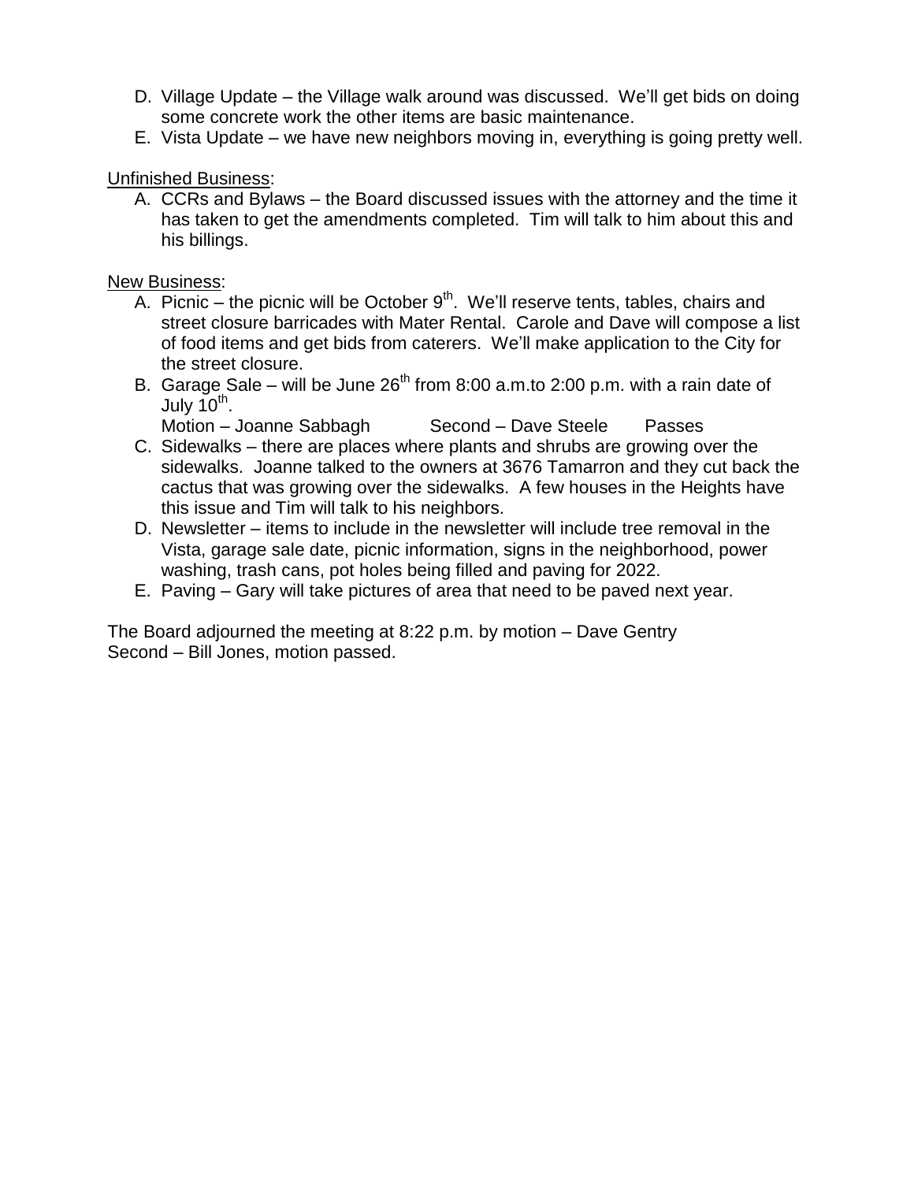D. Village Update – the Village walk around was discussed. We'll get bids on doing some concrete work the other items are basic maintenance.
E. Vista Update – we have new neighbors moving in, everything is going pretty well.

Unfinished Business:

A. CCRs and Bylaws – the Board discussed issues with the attorney and the time it has taken to get the amendments completed. Tim will talk to him about this and his billings.

New Business:

A. Picnic – the picnic will be October 9th. We'll reserve tents, tables, chairs and street closure barricades with Mater Rental. Carole and Dave will compose a list of food items and get bids from caterers. We'll make application to the City for the street closure.
B. Garage Sale – will be June 26th from 8:00 a.m.to 2:00 p.m. with a rain date of July 10th.
   Motion – Joanne Sabbagh Second – Dave Steele Passes
C. Sidewalks – there are places where plants and shrubs are growing over the sidewalks. Joanne talked to the owners at 3676 Tamarron and they cut back the cactus that was growing over the sidewalks. A few houses in the Heights have this issue and Tim will talk to his neighbors.
D. Newsletter – items to include in the newsletter will include tree removal in the Vista, garage sale date, picnic information, signs in the neighborhood, power washing, trash cans, pot holes being filled and paving for 2022.
E. Paving – Gary will take pictures of area that need to be paved next year.

The Board adjourned the meeting at 8:22 p.m. by motion – Dave Gentry
Second – Bill Jones, motion passed.